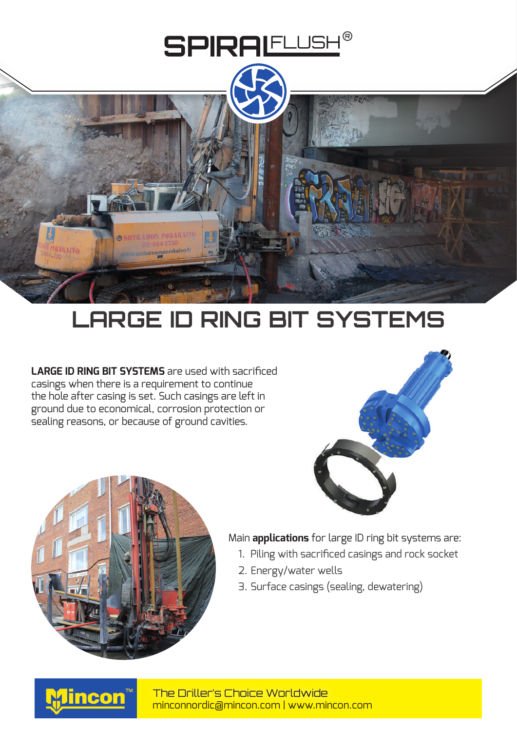# SPIRALFLUSH®

## LARGE ID RING BIT SYSTEMS

**LARGE ID RING BIT SYSTEMS** are used with sacrificed casings when there is a requirement to continue the hole after casing is set. Such casings are left in ground due to economical, corrosion protection or sealing reasons, or because of ground cavities.

Main **applications** for large ID ring bit systems are:

1. Piling with sacrificed casings and rock socket
2. Energy/water wells
3. Surface casings (sealing, dewatering)

Mincon™

The Driller's Choice Worldwide
minconnordic@mincon.com | www.mincon.com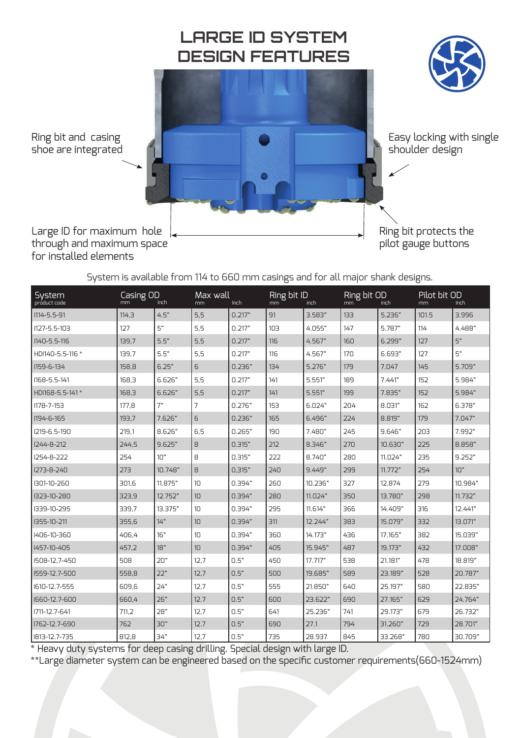# LARGE ID SYSTEM DESIGN FEATURES

Ring bit and casing shoe are integrated

Easy locking with single shoulder design

Large ID for maximum hole through and maximum space for installed elements

Ring bit protects the pilot gauge buttons

System is available from 114 to 660 mm casings and for all major shank designs.

| System product code | Casing OD mm | Casing OD inch | Max wall mm | Max wall inch | Ring bit ID mm | Ring bit ID inch | Ring bit OD mm | Ring bit OD inch | Pilot bit OD mm | Pilot bit OD inch |
|---|---|---|---|---|---|---|---|---|---|---|
| I114-5.5-91 | 114,3 | 4.5" | 5,5 | 0.217" | 91 | 3.583" | 133 | 5.236" | 101.5 | 3.996 |
| I127-5.5-103 | 127 | 5" | 5,5 | 0.217" | 103 | 4.055" | 147 | 5.787" | 114 | 4.488" |
| I140-5.5-116 | 139,7 | 5.5" | 5,5 | 0.217" | 116 | 4.567" | 160 | 6.299" | 127 | 5" |
| HDI140-5.5-116 * | 139,7 | 5.5" | 5,5 | 0.217" | 116 | 4.567" | 170 | 6.693" | 127 | 5" |
| I159-6-134 | 158,8 | 6.25" | 6 | 0.236" | 134 | 5.276" | 179 | 7.047 | 145 | 5.709" |
| I168-5.5-141 | 168,3 | 6.626" | 5,5 | 0.217" | 141 | 5.551" | 189 | 7.441" | 152 | 5.984" |
| HDI168-5.5-141 * | 168,3 | 6.626" | 5,5 | 0.217" | 141 | 5.551" | 199 | 7.835" | 152 | 5.984" |
| I178-7-153 | 177,8 | 7" | 7 | 0.276" | 153 | 6.024" | 204 | 8.031" | 162 | 6.378" |
| I194-6-165 | 193,7 | 7.626" | 6 | 0.236" | 165 | 6.496" | 224 | 8.819" | 179 | 7.047" |
| I219-6.5-190 | 219,1 | 8.626" | 6,5 | 0.265" | 190 | 7.480" | 245 | 9.646" | 203 | 7.992" |
| I244-8-212 | 244,5 | 9.625" | 8 | 0.315" | 212 | 8.346" | 270 | 10.630" | 225 | 8.858" |
| I254-8-222 | 254 | 10" | 8 | 0.315" | 222 | 8.740" | 280 | 11.024" | 235 | 9.252" |
| I273-8-240 | 273 | 10.748" | 8 | 0,315" | 240 | 9.449" | 299 | 11.772" | 254 | 10" |
| I301-10-260 | 301,6 | 11.875" | 10 | 0.394" | 260 | 10.236" | 327 | 12.874 | 279 | 10.984" |
| I323-10-280 | 323,9 | 12.752" | 10 | 0.394" | 280 | 11.024" | 350 | 13.780" | 298 | 11.732" |
| I339-10-295 | 339,7 | 13.375" | 10 | 0.394" | 295 | 11.614" | 366 | 14.409" | 316 | 12.441" |
| I355-10-211 | 355,6 | 14" | 10 | 0.394" | 311 | 12.244" | 383 | 15.079" | 332 | 13.071" |
| I406-10-360 | 406,4 | 16" | 10 | 0.394" | 360 | 14.173" | 436 | 17.165" | 382 | 15.039" |
| I457-10-405 | 457,2 | 18" | 10 | 0.394" | 405 | 15.945" | 487 | 19.173" | 432 | 17.008" |
| I508-12,7-450 | 508 | 20" | 12,7 | 0.5" | 450 | 17.717" | 538 | 21.181" | 478 | 18.819" |
| I559-12.7-500 | 558,8 | 22" | 12,7 | 0.5" | 500 | 19.685" | 589 | 23.189" | 528 | 20.787" |
| I610-12.7-555 | 609,6 | 24" | 12,7 | 0.5" | 555 | 21.850" | 640 | 25.197" | 580 | 22.835" |
| I660-12.7-600 | 660,4 | 26" | 12.7 | 0.5" | 600 | 23.622" | 690 | 27.165" | 629 | 24.764" |
| I711-12.7-641 | 711,2 | 28" | 12,7 | 0.5" | 641 | 25.236" | 741 | 29.173" | 679 | 26.732" |
| I762-12.7-690 | 762 | 30" | 12.7 | 0.5" | 690 | 27.1 | 794 | 31.260" | 729 | 28.701" |
| I813-12.7-735 | 812,8 | 34" | 12,7 | 0.5" | 735 | 28.937 | 845 | 33.268" | 780 | 30.709" |

* Heavy duty systems for deep casing drilling. Special design with large ID.

**Large diameter system can be engineered based on the specific customer requirements(660-1524mm)